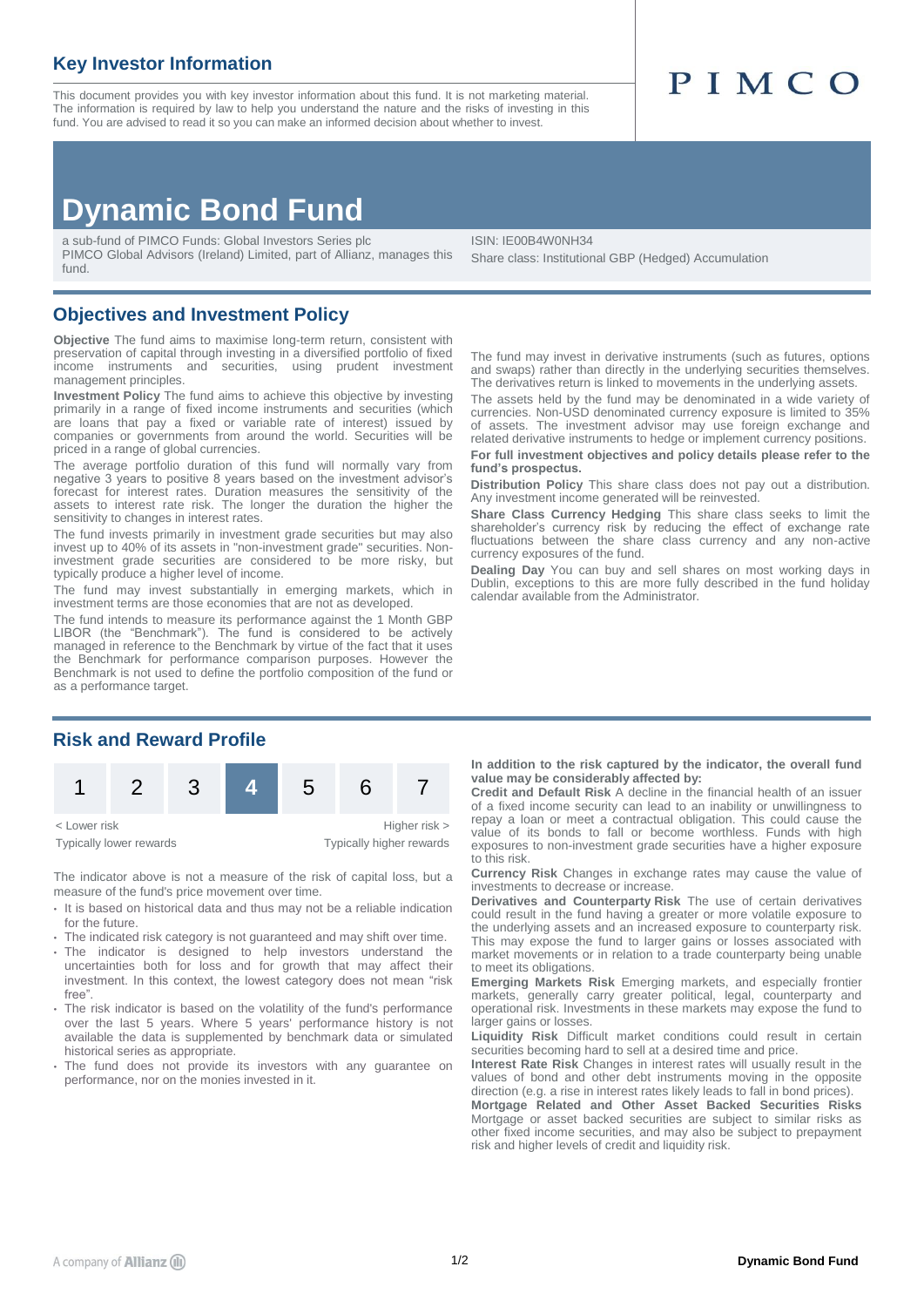## Key Investor Information

This document provides you with key investor information about this fund. It is not marketing material. The information is required by law to help you understand the nature and the risks of investing in this fund. You are advised to read it so you can make an informed decision about whether to invest.

PIMCO

# Dynamic Bond Fund

a sub-fund of PIMCO Funds: Global Investors Series plc
PIMCO Global Advisors (Ireland) Limited, part of Allianz, manages this fund.

ISIN: IE00B4W0NH34
Share class: Institutional GBP (Hedged) Accumulation

## Objectives and Investment Policy

**Objective** The fund aims to maximise long-term return, consistent with preservation of capital through investing in a diversified portfolio of fixed income instruments and securities, using prudent investment management principles.

**Investment Policy** The fund aims to achieve this objective by investing primarily in a range of fixed income instruments and securities (which are loans that pay a fixed or variable rate of interest) issued by companies or governments from around the world. Securities will be priced in a range of global currencies.

The average portfolio duration of this fund will normally vary from negative 3 years to positive 8 years based on the investment advisor's forecast for interest rates. Duration measures the sensitivity of the assets to interest rate risk. The longer the duration the higher the sensitivity to changes in interest rates.

The fund invests primarily in investment grade securities but may also invest up to 40% of its assets in "non-investment grade" securities. Non-investment grade securities are considered to be more risky, but typically produce a higher level of income.

The fund may invest substantially in emerging markets, which in investment terms are those economies that are not as developed.

The fund intends to measure its performance against the 1 Month GBP LIBOR (the "Benchmark"). The fund is considered to be actively managed in reference to the Benchmark by virtue of the fact that it uses the Benchmark for performance comparison purposes. However the Benchmark is not used to define the portfolio composition of the fund or as a performance target.

The fund may invest in derivative instruments (such as futures, options and swaps) rather than directly in the underlying securities themselves. The derivatives return is linked to movements in the underlying assets.

The assets held by the fund may be denominated in a wide variety of currencies. Non-USD denominated currency exposure is limited to 35% of assets. The investment advisor may use foreign exchange and related derivative instruments to hedge or implement currency positions.

**For full investment objectives and policy details please refer to the fund's prospectus.**

**Distribution Policy** This share class does not pay out a distribution. Any investment income generated will be reinvested.

**Share Class Currency Hedging** This share class seeks to limit the shareholder's currency risk by reducing the effect of exchange rate fluctuations between the share class currency and any non-active currency exposures of the fund.

**Dealing Day** You can buy and sell shares on most working days in Dublin, exceptions to this are more fully described in the fund holiday calendar available from the Administrator.

## Risk and Reward Profile

| 1 | 2 | 3 | **4** | 5 | 6 | 7 |
|---|---|---|---|---|---|---|

< Lower risk — Higher risk >
Typically lower rewards — Typically higher rewards

The indicator above is not a measure of the risk of capital loss, but a measure of the fund's price movement over time.

- It is based on historical data and thus may not be a reliable indication for the future.
- The indicated risk category is not guaranteed and may shift over time.
- The indicator is designed to help investors understand the uncertainties both for loss and for growth that may affect their investment. In this context, the lowest category does not mean "risk free".
- The risk indicator is based on the volatility of the fund's performance over the last 5 years. Where 5 years' performance history is not available the data is supplemented by benchmark data or simulated historical series as appropriate.
- The fund does not provide its investors with any guarantee on performance, nor on the monies invested in it.

**In addition to the risk captured by the indicator, the overall fund value may be considerably affected by:**

**Credit and Default Risk** A decline in the financial health of an issuer of a fixed income security can lead to an inability or unwillingness to repay a loan or meet a contractual obligation. This could cause the value of its bonds to fall or become worthless. Funds with high exposures to non-investment grade securities have a higher exposure to this risk.

**Currency Risk** Changes in exchange rates may cause the value of investments to decrease or increase.

**Derivatives and Counterparty Risk** The use of certain derivatives could result in the fund having a greater or more volatile exposure to the underlying assets and an increased exposure to counterparty risk. This may expose the fund to larger gains or losses associated with market movements or in relation to a trade counterparty being unable to meet its obligations.

**Emerging Markets Risk** Emerging markets, and especially frontier markets, generally carry greater political, legal, counterparty and operational risk. Investments in these markets may expose the fund to larger gains or losses.

**Liquidity Risk** Difficult market conditions could result in certain securities becoming hard to sell at a desired time and price.

**Interest Rate Risk** Changes in interest rates will usually result in the values of bond and other debt instruments moving in the opposite direction (e.g. a rise in interest rates likely leads to fall in bond prices).

**Mortgage Related and Other Asset Backed Securities Risks** Mortgage or asset backed securities are subject to similar risks as other fixed income securities, and may also be subject to prepayment risk and higher levels of credit and liquidity risk.

A company of Allianz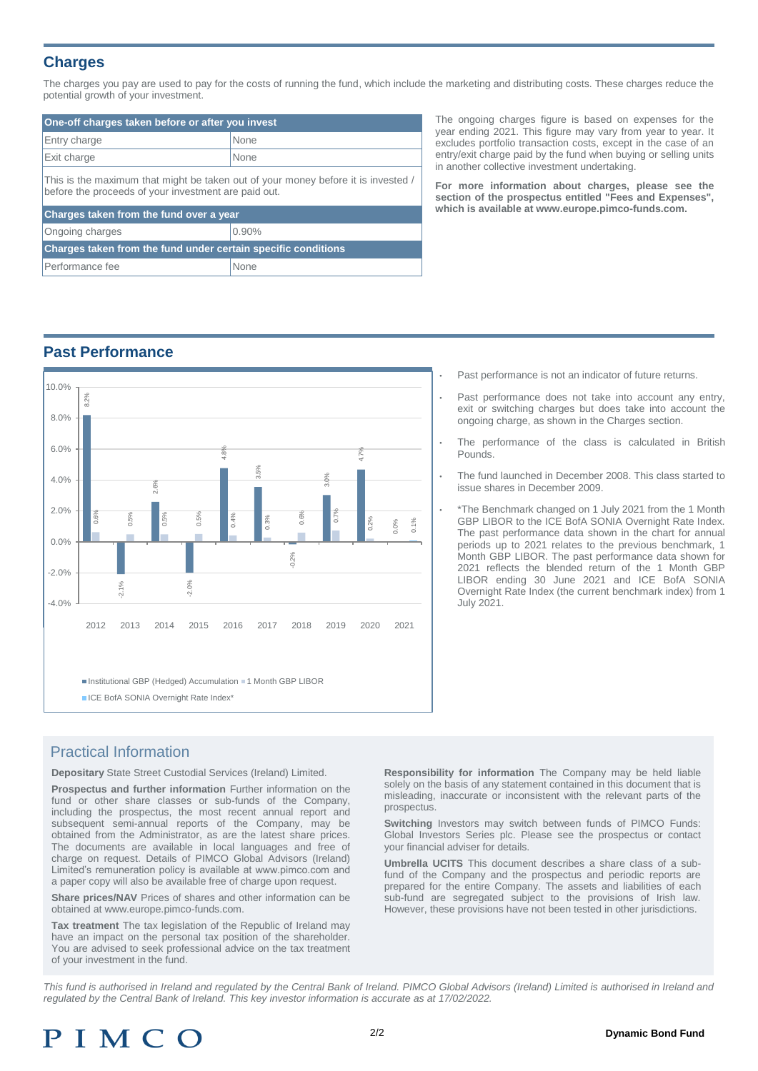## Charges

The charges you pay are used to pay for the costs of running the fund, which include the marketing and distributing costs. These charges reduce the potential growth of your investment.

| One-off charges taken before or after you invest | |
|---|---|
| Entry charge | None |
| Exit charge | None |
| This is the maximum that might be taken out of your money before it is invested / before the proceeds of your investment are paid out. | |
| **Charges taken from the fund over a year** | |
| Ongoing charges | 0.90% |
| **Charges taken from the fund under certain specific conditions** | |
| Performance fee | None |

The ongoing charges figure is based on expenses for the year ending 2021. This figure may vary from year to year. It excludes portfolio transaction costs, except in the case of an entry/exit charge paid by the fund when buying or selling units in another collective investment undertaking.

**For more information about charges, please see the section of the prospectus entitled "Fees and Expenses", which is available at www.europe.pimco-funds.com.**

## Past Performance

10.0%
8.0%
6.0%
4.0%
2.0%
0.0%
-2.0%
-4.0%

8.2% 0.6% -2.1% 0.5% 2.6% 0.5% -2.0% 0.5% 4.8% 0.4% 3.5% 0.3% -0.2% 0.6% 3.0% 0.7% 4.7% 0.2% 0.0% 0.1%

2012 2013 2014 2015 2016 2017 2018 2019 2020 2021

Institutional GBP (Hedged) Accumulation
1 Month GBP LIBOR
ICE BofA SONIA Overnight Rate Index*

- Past performance is not an indicator of future returns.
- Past performance does not take into account any entry, exit or switching charges but does take into account the ongoing charge, as shown in the Charges section.
- The performance of the class is calculated in British Pounds.
- The fund launched in December 2008. This class started to issue shares in December 2009.
- *The Benchmark changed on 1 July 2021 from the 1 Month GBP LIBOR to the ICE BofA SONIA Overnight Rate Index. The past performance data shown in the chart for annual periods up to 2021 relates to the previous benchmark, 1 Month GBP LIBOR. The past performance data shown for 2021 reflects the blended return of the 1 Month GBP LIBOR ending 30 June 2021 and ICE BofA SONIA Overnight Rate Index (the current benchmark index) from 1 July 2021.

## Practical Information

**Depositary** State Street Custodial Services (Ireland) Limited.

**Prospectus and further information** Further information on the fund or other share classes or sub-funds of the Company, including the prospectus, the most recent annual report and subsequent semi-annual reports of the Company, may be obtained from the Administrator, as are the latest share prices. The documents are available in local languages and free of charge on request. Details of PIMCO Global Advisors (Ireland) Limited's remuneration policy is available at www.pimco.com and a paper copy will also be available free of charge upon request.

**Share prices/NAV** Prices of shares and other information can be obtained at www.europe.pimco-funds.com.

**Tax treatment** The tax legislation of the Republic of Ireland may have an impact on the personal tax position of the shareholder. You are advised to seek professional advice on the tax treatment of your investment in the fund.

**Responsibility for information** The Company may be held liable solely on the basis of any statement contained in this document that is misleading, inaccurate or inconsistent with the relevant parts of the prospectus.

**Switching** Investors may switch between funds of PIMCO Funds: Global Investors Series plc. Please see the prospectus or contact your financial adviser for details.

**Umbrella UCITS** This document describes a share class of a sub-fund of the Company and the prospectus and periodic reports are prepared for the entire Company. The assets and liabilities of each sub-fund are segregated subject to the provisions of Irish law. However, these provisions have not been tested in other jurisdictions.

*This fund is authorised in Ireland and regulated by the Central Bank of Ireland. PIMCO Global Advisors (Ireland) Limited is authorised in Ireland and regulated by the Central Bank of Ireland. This key investor information is accurate as at 17/02/2022.*

PIMCO

**Dynamic Bond Fund**